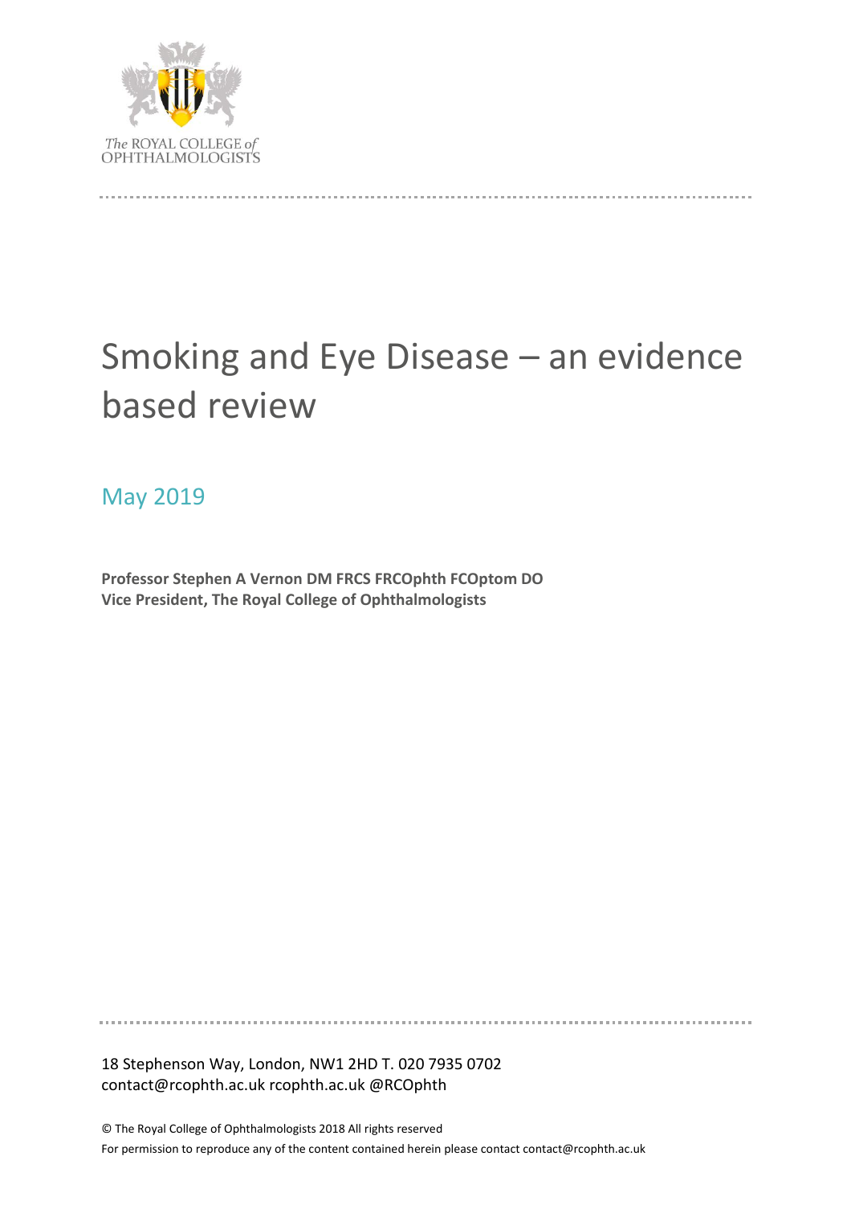The ROYAL COLLEGE of OPHTHALMOLOGISTS

# Smoking and Eye Disease – an evidence based review

## May 2019

**Professor Stephen A Vernon DM FRCS FRCOphth FCOptom DO**
**Vice President, The Royal College of Ophthalmologists**

18 Stephenson Way, London, NW1 2HD T. 020 7935 0702
contact@rcophth.ac.uk rcophth.ac.uk @RCOphth

© The Royal College of Ophthalmologists 2018 All rights reserved
For permission to reproduce any of the content contained herein please contact contact@rcophth.ac.uk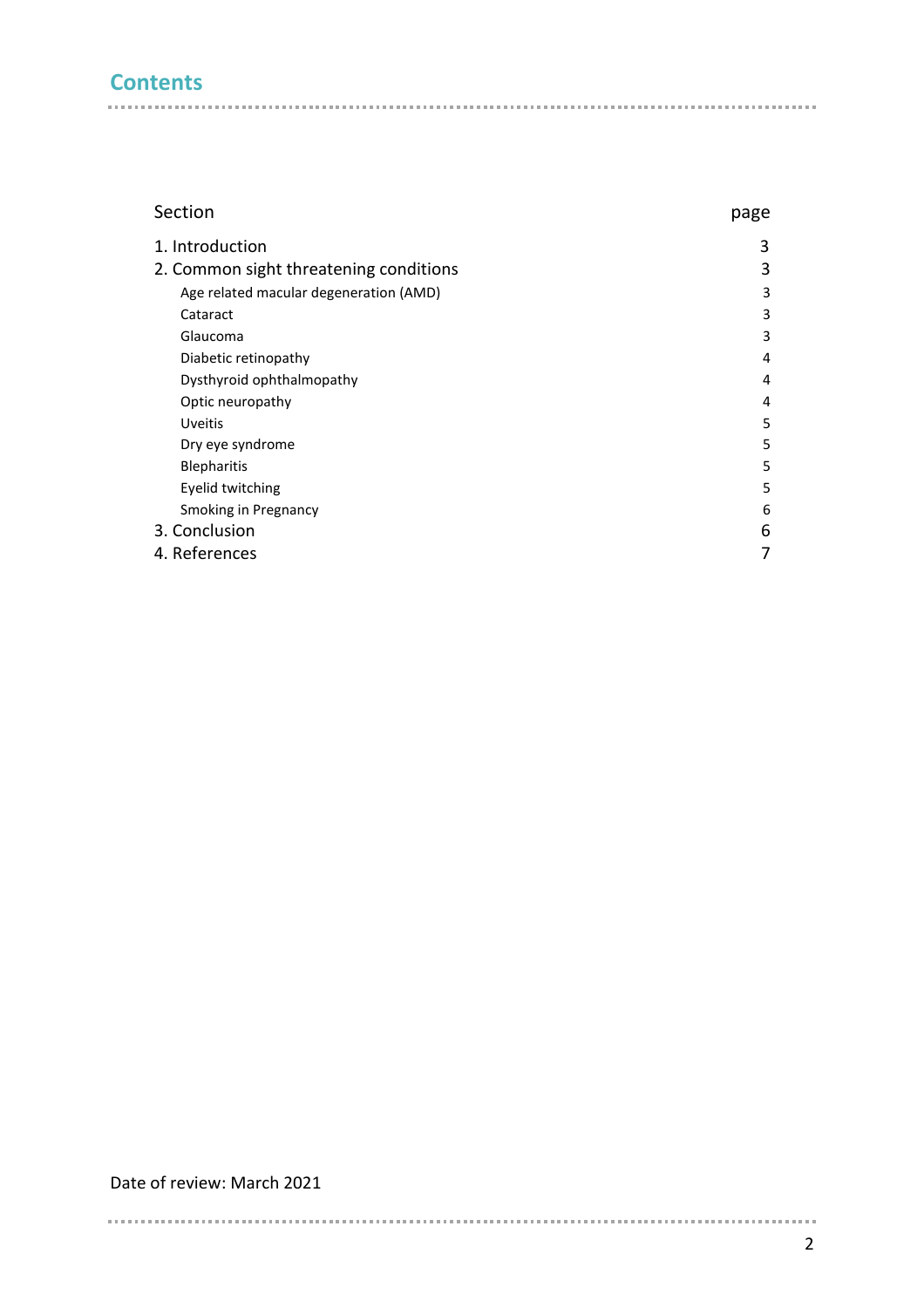## Contents

| Section | page |
|---|---|
| 1. Introduction | 3 |
| 2. Common sight threatening conditions | 3 |
| Age related macular degeneration (AMD) | 3 |
| Cataract | 3 |
| Glaucoma | 3 |
| Diabetic retinopathy | 4 |
| Dysthyroid ophthalmopathy | 4 |
| Optic neuropathy | 4 |
| Uveitis | 5 |
| Dry eye syndrome | 5 |
| Blepharitis | 5 |
| Eyelid twitching | 5 |
| Smoking in Pregnancy | 6 |
| 3. Conclusion | 6 |
| 4. References | 7 |

Date of review: March 2021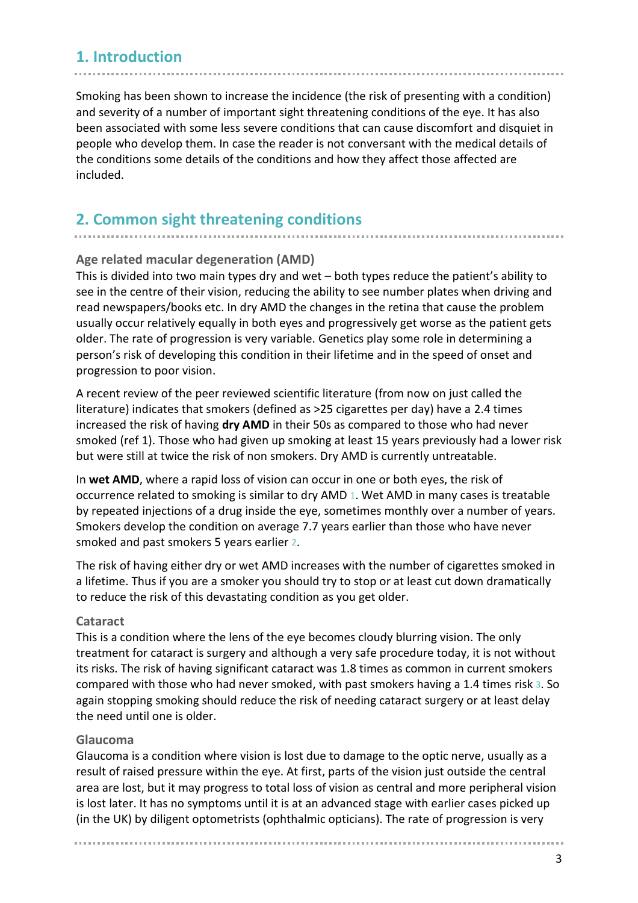## 1. Introduction

Smoking has been shown to increase the incidence (the risk of presenting with a condition) and severity of a number of important sight threatening conditions of the eye. It has also been associated with some less severe conditions that can cause discomfort and disquiet in people who develop them. In case the reader is not conversant with the medical details of the conditions some details of the conditions and how they affect those affected are included.

## 2. Common sight threatening conditions

### Age related macular degeneration (AMD)

This is divided into two main types dry and wet – both types reduce the patient's ability to see in the centre of their vision, reducing the ability to see number plates when driving and read newspapers/books etc. In dry AMD the changes in the retina that cause the problem usually occur relatively equally in both eyes and progressively get worse as the patient gets older. The rate of progression is very variable. Genetics play some role in determining a person's risk of developing this condition in their lifetime and in the speed of onset and progression to poor vision.

A recent review of the peer reviewed scientific literature (from now on just called the literature) indicates that smokers (defined as >25 cigarettes per day) have a 2.4 times increased the risk of having **dry AMD** in their 50s as compared to those who had never smoked (ref 1). Those who had given up smoking at least 15 years previously had a lower risk but were still at twice the risk of non smokers. Dry AMD is currently untreatable.

In **wet AMD**, where a rapid loss of vision can occur in one or both eyes, the risk of occurrence related to smoking is similar to dry AMD [1]. Wet AMD in many cases is treatable by repeated injections of a drug inside the eye, sometimes monthly over a number of years. Smokers develop the condition on average 7.7 years earlier than those who have never smoked and past smokers 5 years earlier [2].

The risk of having either dry or wet AMD increases with the number of cigarettes smoked in a lifetime. Thus if you are a smoker you should try to stop or at least cut down dramatically to reduce the risk of this devastating condition as you get older.

### Cataract

This is a condition where the lens of the eye becomes cloudy blurring vision. The only treatment for cataract is surgery and although a very safe procedure today, it is not without its risks. The risk of having significant cataract was 1.8 times as common in current smokers compared with those who had never smoked, with past smokers having a 1.4 times risk [3]. So again stopping smoking should reduce the risk of needing cataract surgery or at least delay the need until one is older.

### Glaucoma

Glaucoma is a condition where vision is lost due to damage to the optic nerve, usually as a result of raised pressure within the eye. At first, parts of the vision just outside the central area are lost, but it may progress to total loss of vision as central and more peripheral vision is lost later. It has no symptoms until it is at an advanced stage with earlier cases picked up (in the UK) by diligent optometrists (ophthalmic opticians). The rate of progression is very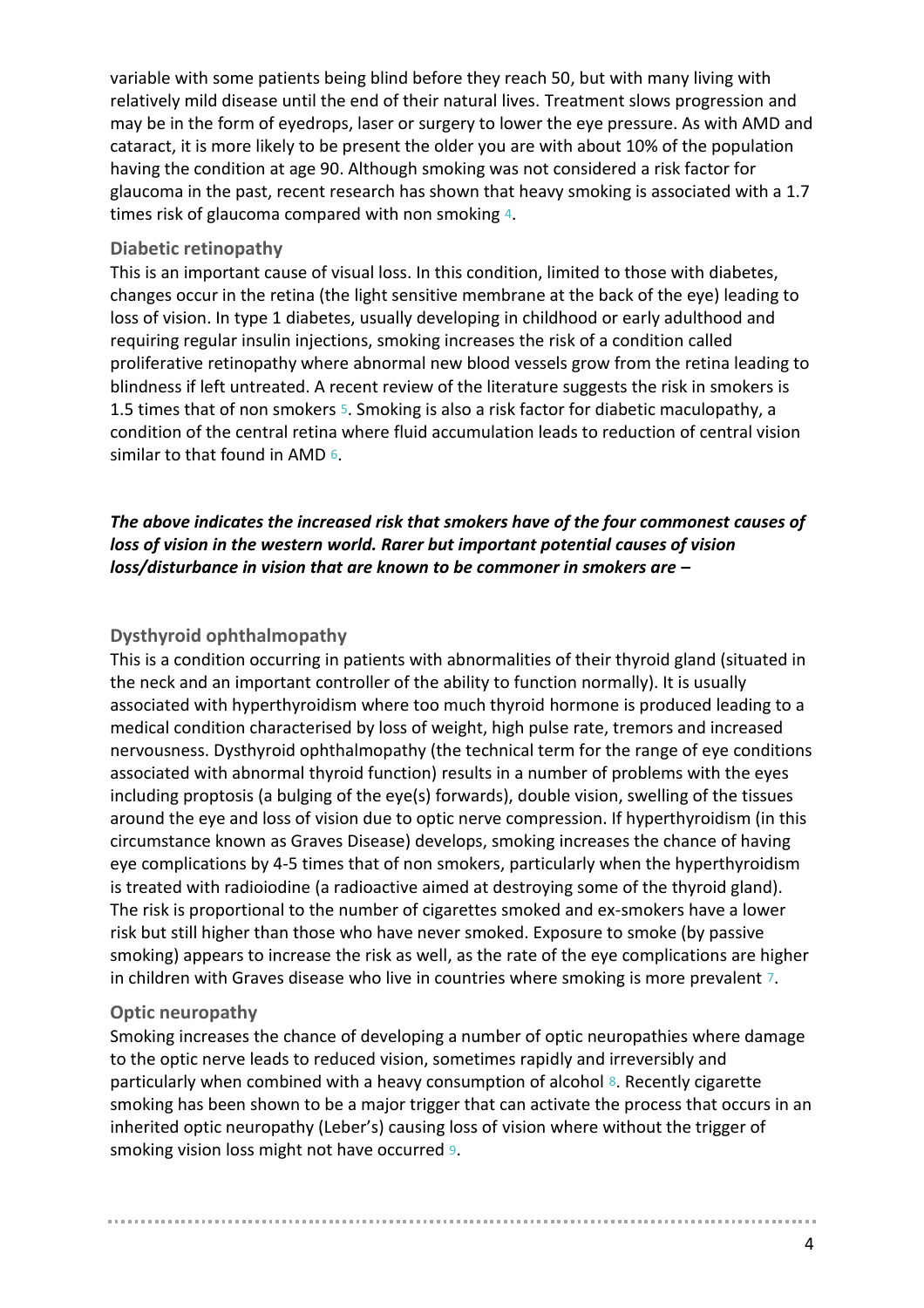variable with some patients being blind before they reach 50, but with many living with relatively mild disease until the end of their natural lives. Treatment slows progression and may be in the form of eyedrops, laser or surgery to lower the eye pressure. As with AMD and cataract, it is more likely to be present the older you are with about 10% of the population having the condition at age 90. Although smoking was not considered a risk factor for glaucoma in the past, recent research has shown that heavy smoking is associated with a 1.7 times risk of glaucoma compared with non smoking [4].

### Diabetic retinopathy

This is an important cause of visual loss. In this condition, limited to those with diabetes, changes occur in the retina (the light sensitive membrane at the back of the eye) leading to loss of vision. In type 1 diabetes, usually developing in childhood or early adulthood and requiring regular insulin injections, smoking increases the risk of a condition called proliferative retinopathy where abnormal new blood vessels grow from the retina leading to blindness if left untreated. A recent review of the literature suggests the risk in smokers is 1.5 times that of non smokers [5]. Smoking is also a risk factor for diabetic maculopathy, a condition of the central retina where fluid accumulation leads to reduction of central vision similar to that found in AMD [6].

***The above indicates the increased risk that smokers have of the four commonest causes of loss of vision in the western world. Rarer but important potential causes of vision loss/disturbance in vision that are known to be commoner in smokers are –***

### Dysthyroid ophthalmopathy

This is a condition occurring in patients with abnormalities of their thyroid gland (situated in the neck and an important controller of the ability to function normally). It is usually associated with hyperthyroidism where too much thyroid hormone is produced leading to a medical condition characterised by loss of weight, high pulse rate, tremors and increased nervousness. Dysthyroid ophthalmopathy (the technical term for the range of eye conditions associated with abnormal thyroid function) results in a number of problems with the eyes including proptosis (a bulging of the eye(s) forwards), double vision, swelling of the tissues around the eye and loss of vision due to optic nerve compression. If hyperthyroidism (in this circumstance known as Graves Disease) develops, smoking increases the chance of having eye complications by 4-5 times that of non smokers, particularly when the hyperthyroidism is treated with radioiodine (a radioactive aimed at destroying some of the thyroid gland). The risk is proportional to the number of cigarettes smoked and ex-smokers have a lower risk but still higher than those who have never smoked. Exposure to smoke (by passive smoking) appears to increase the risk as well, as the rate of the eye complications are higher in children with Graves disease who live in countries where smoking is more prevalent [7].

### Optic neuropathy

Smoking increases the chance of developing a number of optic neuropathies where damage to the optic nerve leads to reduced vision, sometimes rapidly and irreversibly and particularly when combined with a heavy consumption of alcohol [8]. Recently cigarette smoking has been shown to be a major trigger that can activate the process that occurs in an inherited optic neuropathy (Leber's) causing loss of vision where without the trigger of smoking vision loss might not have occurred [9].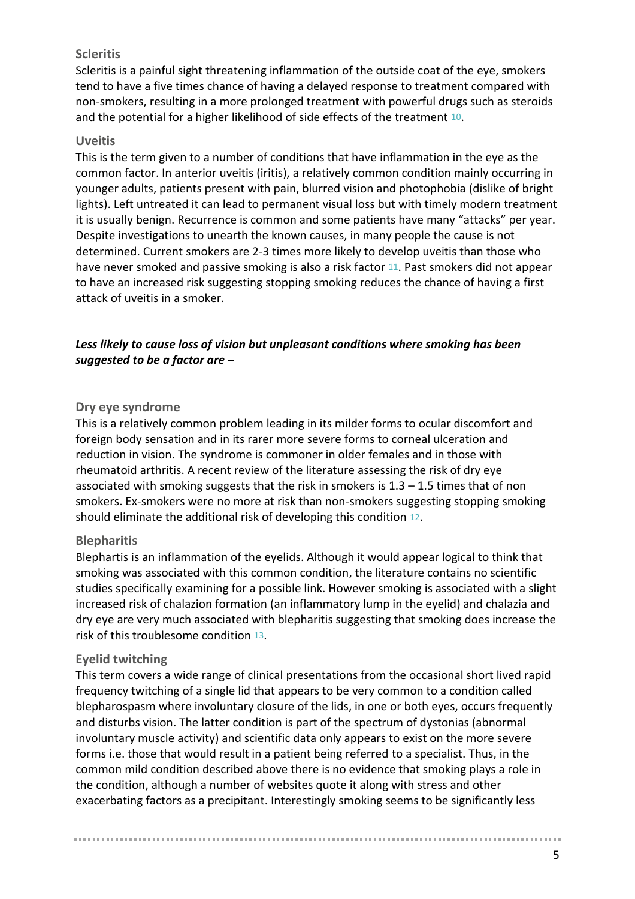### Scleritis

Scleritis is a painful sight threatening inflammation of the outside coat of the eye, smokers tend to have a five times chance of having a delayed response to treatment compared with non-smokers, resulting in a more prolonged treatment with powerful drugs such as steroids and the potential for a higher likelihood of side effects of the treatment [10].

### Uveitis

This is the term given to a number of conditions that have inflammation in the eye as the common factor. In anterior uveitis (iritis), a relatively common condition mainly occurring in younger adults, patients present with pain, blurred vision and photophobia (dislike of bright lights). Left untreated it can lead to permanent visual loss but with timely modern treatment it is usually benign. Recurrence is common and some patients have many "attacks" per year. Despite investigations to unearth the known causes, in many people the cause is not determined. Current smokers are 2-3 times more likely to develop uveitis than those who have never smoked and passive smoking is also a risk factor [11]. Past smokers did not appear to have an increased risk suggesting stopping smoking reduces the chance of having a first attack of uveitis in a smoker.

***Less likely to cause loss of vision but unpleasant conditions where smoking has been suggested to be a factor are –***

### Dry eye syndrome

This is a relatively common problem leading in its milder forms to ocular discomfort and foreign body sensation and in its rarer more severe forms to corneal ulceration and reduction in vision. The syndrome is commoner in older females and in those with rheumatoid arthritis. A recent review of the literature assessing the risk of dry eye associated with smoking suggests that the risk in smokers is 1.3 – 1.5 times that of non smokers. Ex-smokers were no more at risk than non-smokers suggesting stopping smoking should eliminate the additional risk of developing this condition [12].

### Blepharitis

Blephartis is an inflammation of the eyelids. Although it would appear logical to think that smoking was associated with this common condition, the literature contains no scientific studies specifically examining for a possible link. However smoking is associated with a slight increased risk of chalazion formation (an inflammatory lump in the eyelid) and chalazia and dry eye are very much associated with blepharitis suggesting that smoking does increase the risk of this troublesome condition [13].

### Eyelid twitching

This term covers a wide range of clinical presentations from the occasional short lived rapid frequency twitching of a single lid that appears to be very common to a condition called blepharospasm where involuntary closure of the lids, in one or both eyes, occurs frequently and disturbs vision. The latter condition is part of the spectrum of dystonias (abnormal involuntary muscle activity) and scientific data only appears to exist on the more severe forms i.e. those that would result in a patient being referred to a specialist. Thus, in the common mild condition described above there is no evidence that smoking plays a role in the condition, although a number of websites quote it along with stress and other exacerbating factors as a precipitant. Interestingly smoking seems to be significantly less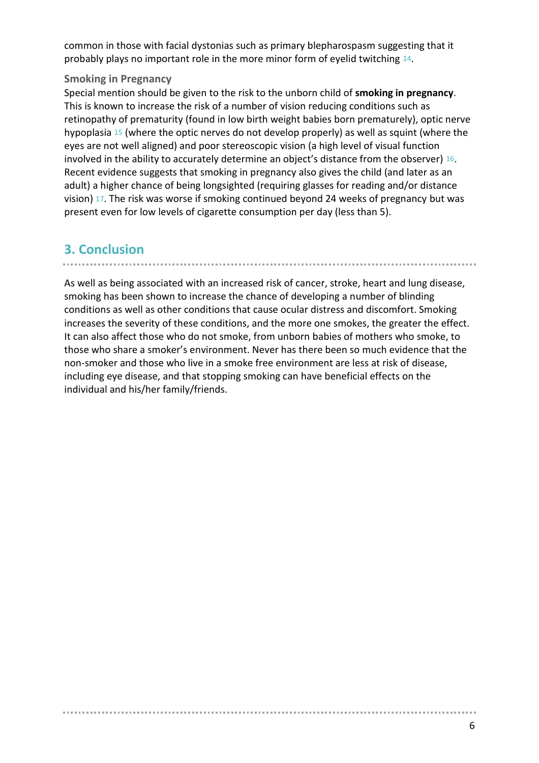common in those with facial dystonias such as primary blepharospasm suggesting that it probably plays no important role in the more minor form of eyelid twitching [14].

### Smoking in Pregnancy

Special mention should be given to the risk to the unborn child of **smoking in pregnancy**. This is known to increase the risk of a number of vision reducing conditions such as retinopathy of prematurity (found in low birth weight babies born prematurely), optic nerve hypoplasia [15] (where the optic nerves do not develop properly) as well as squint (where the eyes are not well aligned) and poor stereoscopic vision (a high level of visual function involved in the ability to accurately determine an object's distance from the observer) [16]. Recent evidence suggests that smoking in pregnancy also gives the child (and later as an adult) a higher chance of being longsighted (requiring glasses for reading and/or distance vision) [17]. The risk was worse if smoking continued beyond 24 weeks of pregnancy but was present even for low levels of cigarette consumption per day (less than 5).

## 3. Conclusion

As well as being associated with an increased risk of cancer, stroke, heart and lung disease, smoking has been shown to increase the chance of developing a number of blinding conditions as well as other conditions that cause ocular distress and discomfort. Smoking increases the severity of these conditions, and the more one smokes, the greater the effect. It can also affect those who do not smoke, from unborn babies of mothers who smoke, to those who share a smoker's environment. Never has there been so much evidence that the non-smoker and those who live in a smoke free environment are less at risk of disease, including eye disease, and that stopping smoking can have beneficial effects on the individual and his/her family/friends.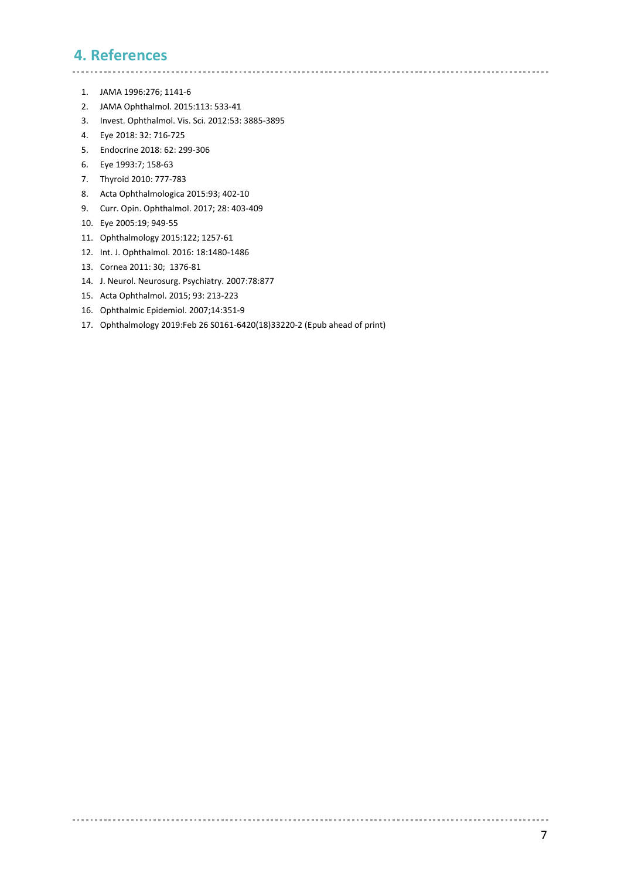## 4. References

1. JAMA 1996:276; 1141-6
2. JAMA Ophthalmol. 2015:113: 533-41
3. Invest. Ophthalmol. Vis. Sci. 2012:53: 3885-3895
4. Eye 2018: 32: 716-725
5. Endocrine 2018: 62: 299-306
6. Eye 1993:7; 158-63
7. Thyroid 2010: 777-783
8. Acta Ophthalmologica 2015:93; 402-10
9. Curr. Opin. Ophthalmol. 2017; 28: 403-409
10. Eye 2005:19; 949-55
11. Ophthalmology 2015:122; 1257-61
12. Int. J. Ophthalmol. 2016: 18:1480-1486
13. Cornea 2011: 30; 1376-81
14. J. Neurol. Neurosurg. Psychiatry. 2007:78:877
15. Acta Ophthalmol. 2015; 93: 213-223
16. Ophthalmic Epidemiol. 2007;14:351-9
17. Ophthalmology 2019:Feb 26 S0161-6420(18)33220-2 (Epub ahead of print)